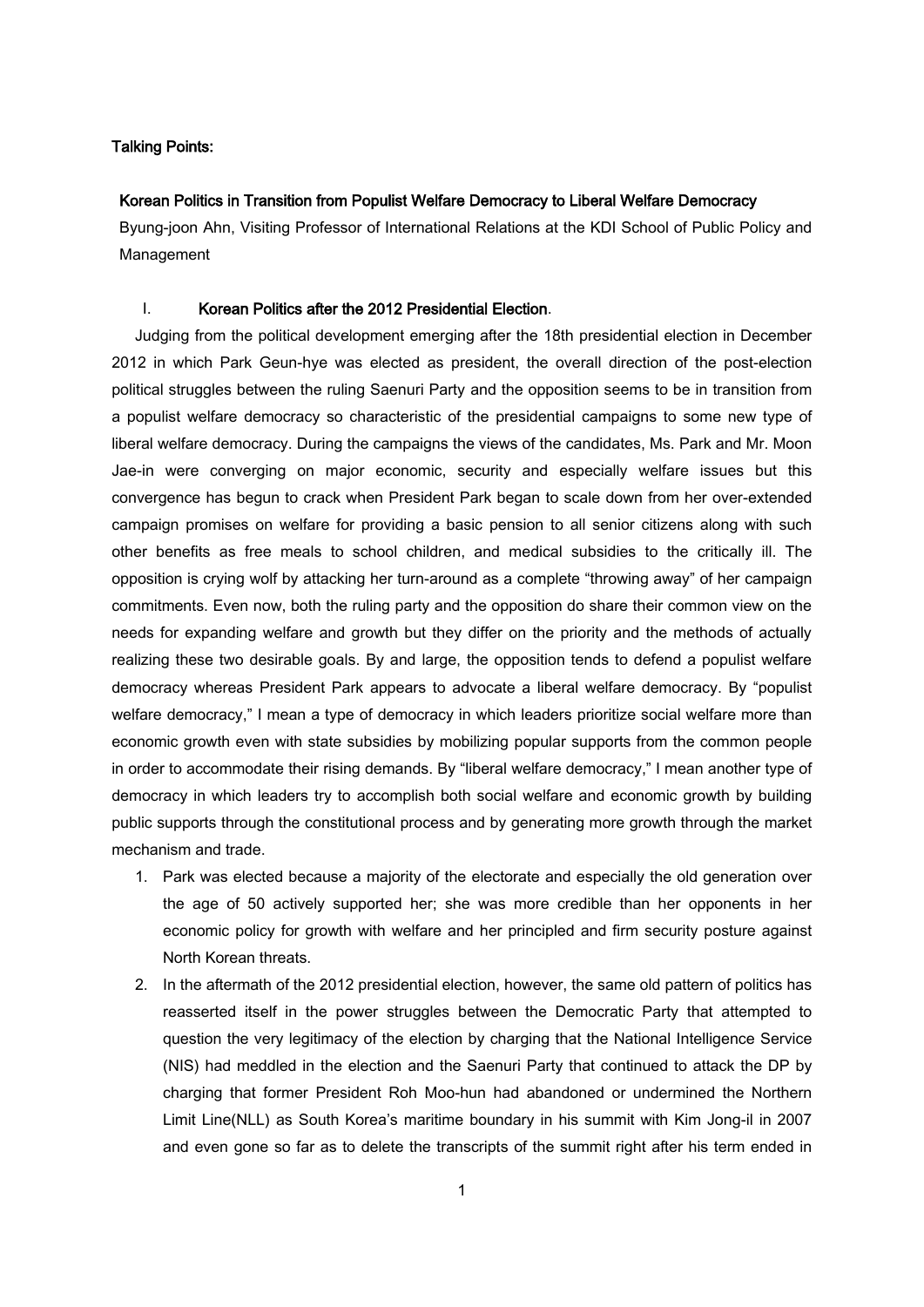**Talking Points:**

**Korean Politics in Transition from Populist Welfare Democracy to Liberal Welfare Democracy**

Byung-joon Ahn, Visiting Professor of International Relations at the KDI School of Public Policy and Management

## I. Korean Politics after the 2012 Presidential Election.

Judging from the political development emerging after the 18th presidential election in December 2012 in which Park Geun-hye was elected as president, the overall direction of the post-election political struggles between the ruling Saenuri Party and the opposition seems to be in transition from a populist welfare democracy so characteristic of the presidential campaigns to some new type of liberal welfare democracy. During the campaigns the views of the candidates, Ms. Park and Mr. Moon Jae-in were converging on major economic, security and especially welfare issues but this convergence has begun to crack when President Park began to scale down from her over-extended campaign promises on welfare for providing a basic pension to all senior citizens along with such other benefits as free meals to school children, and medical subsidies to the critically ill. The opposition is crying wolf by attacking her turn-around as a complete "throwing away" of her campaign commitments. Even now, both the ruling party and the opposition do share their common view on the needs for expanding welfare and growth but they differ on the priority and the methods of actually realizing these two desirable goals. By and large, the opposition tends to defend a populist welfare democracy whereas President Park appears to advocate a liberal welfare democracy. By "populist welfare democracy," I mean a type of democracy in which leaders prioritize social welfare more than economic growth even with state subsidies by mobilizing popular supports from the common people in order to accommodate their rising demands. By "liberal welfare democracy," I mean another type of democracy in which leaders try to accomplish both social welfare and economic growth by building public supports through the constitutional process and by generating more growth through the market mechanism and trade.

1. Park was elected because a majority of the electorate and especially the old generation over the age of 50 actively supported her; she was more credible than her opponents in her economic policy for growth with welfare and her principled and firm security posture against North Korean threats.
2. In the aftermath of the 2012 presidential election, however, the same old pattern of politics has reasserted itself in the power struggles between the Democratic Party that attempted to question the very legitimacy of the election by charging that the National Intelligence Service (NIS) had meddled in the election and the Saenuri Party that continued to attack the DP by charging that former President Roh Moo-hun had abandoned or undermined the Northern Limit Line(NLL) as South Korea's maritime boundary in his summit with Kim Jong-il in 2007 and even gone so far as to delete the transcripts of the summit right after his term ended in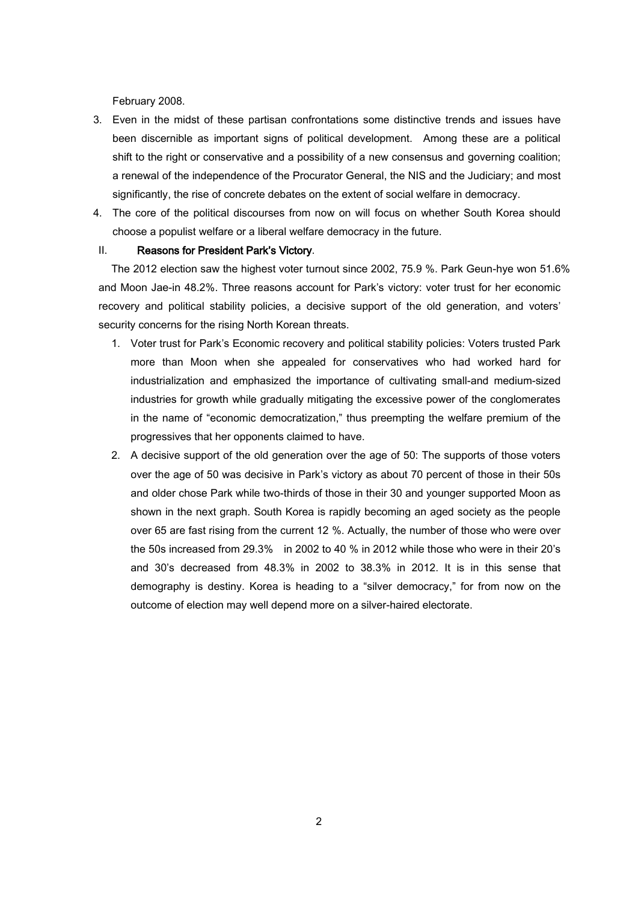February 2008.

3. Even in the midst of these partisan confrontations some distinctive trends and issues have been discernible as important signs of political development. Among these are a political shift to the right or conservative and a possibility of a new consensus and governing coalition; a renewal of the independence of the Procurator General, the NIS and the Judiciary; and most significantly, the rise of concrete debates on the extent of social welfare in democracy.
4. The core of the political discourses from now on will focus on whether South Korea should choose a populist welfare or a liberal welfare democracy in the future.

## II. Reasons for President Park's Victory.

The 2012 election saw the highest voter turnout since 2002, 75.9 %. Park Geun-hye won 51.6% and Moon Jae-in 48.2%. Three reasons account for Park's victory: voter trust for her economic recovery and political stability policies, a decisive support of the old generation, and voters' security concerns for the rising North Korean threats.

1. Voter trust for Park's Economic recovery and political stability policies: Voters trusted Park more than Moon when she appealed for conservatives who had worked hard for industrialization and emphasized the importance of cultivating small-and medium-sized industries for growth while gradually mitigating the excessive power of the conglomerates in the name of "economic democratization," thus preempting the welfare premium of the progressives that her opponents claimed to have.
2. A decisive support of the old generation over the age of 50: The supports of those voters over the age of 50 was decisive in Park's victory as about 70 percent of those in their 50s and older chose Park while two-thirds of those in their 30 and younger supported Moon as shown in the next graph. South Korea is rapidly becoming an aged society as the people over 65 are fast rising from the current 12 %. Actually, the number of those who were over the 50s increased from 29.3% in 2002 to 40 % in 2012 while those who were in their 20's and 30's decreased from 48.3% in 2002 to 38.3% in 2012. It is in this sense that demography is destiny. Korea is heading to a "silver democracy," for from now on the outcome of election may well depend more on a silver-haired electorate.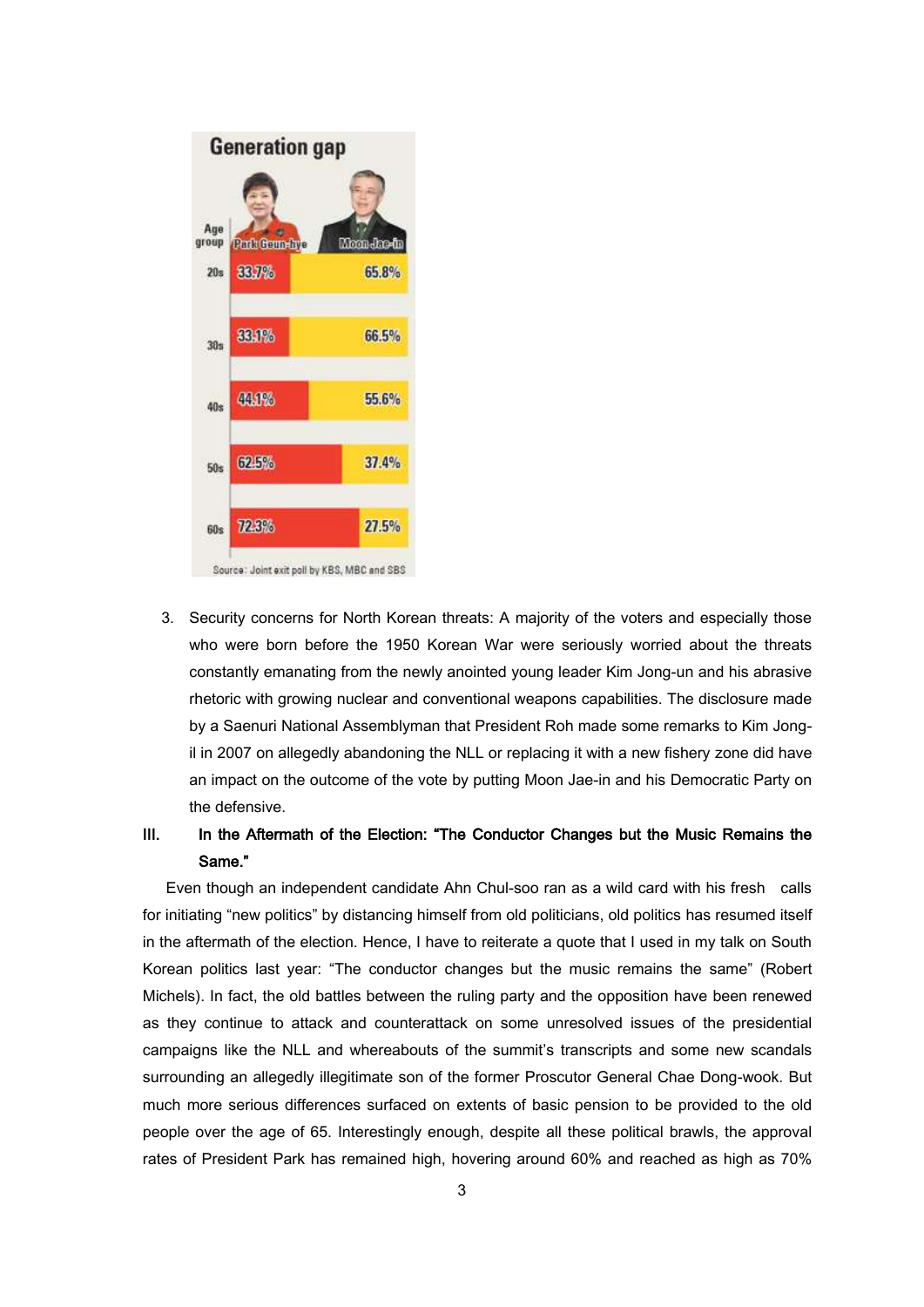**Generation gap**

| Age group | Park Geun-hye | Moon Jae-in |
|---|---|---|
| 20s | 33.7% | 65.8% |
| 30s | 33.1% | 66.5% |
| 40s | 44.1% | 55.6% |
| 50s | 62.5% | 37.4% |
| 60s | 72.3% | 27.5% |

Source: Joint exit poll by KBS, MBC and SBS

3. Security concerns for North Korean threats: A majority of the voters and especially those who were born before the 1950 Korean War were seriously worried about the threats constantly emanating from the newly anointed young leader Kim Jong-un and his abrasive rhetoric with growing nuclear and conventional weapons capabilities. The disclosure made by a Saenuri National Assemblyman that President Roh made some remarks to Kim Jong-il in 2007 on allegedly abandoning the NLL or replacing it with a new fishery zone did have an impact on the outcome of the vote by putting Moon Jae-in and his Democratic Party on the defensive.

## III. In the Aftermath of the Election: "The Conductor Changes but the Music Remains the Same."

Even though an independent candidate Ahn Chul-soo ran as a wild card with his fresh calls for initiating "new politics" by distancing himself from old politicians, old politics has resumed itself in the aftermath of the election. Hence, I have to reiterate a quote that I used in my talk on South Korean politics last year: "The conductor changes but the music remains the same" (Robert Michels). In fact, the old battles between the ruling party and the opposition have been renewed as they continue to attack and counterattack on some unresolved issues of the presidential campaigns like the NLL and whereabouts of the summit's transcripts and some new scandals surrounding an allegedly illegitimate son of the former Proscutor General Chae Dong-wook. But much more serious differences surfaced on extents of basic pension to be provided to the old people over the age of 65. Interestingly enough, despite all these political brawls, the approval rates of President Park has remained high, hovering around 60% and reached as high as 70%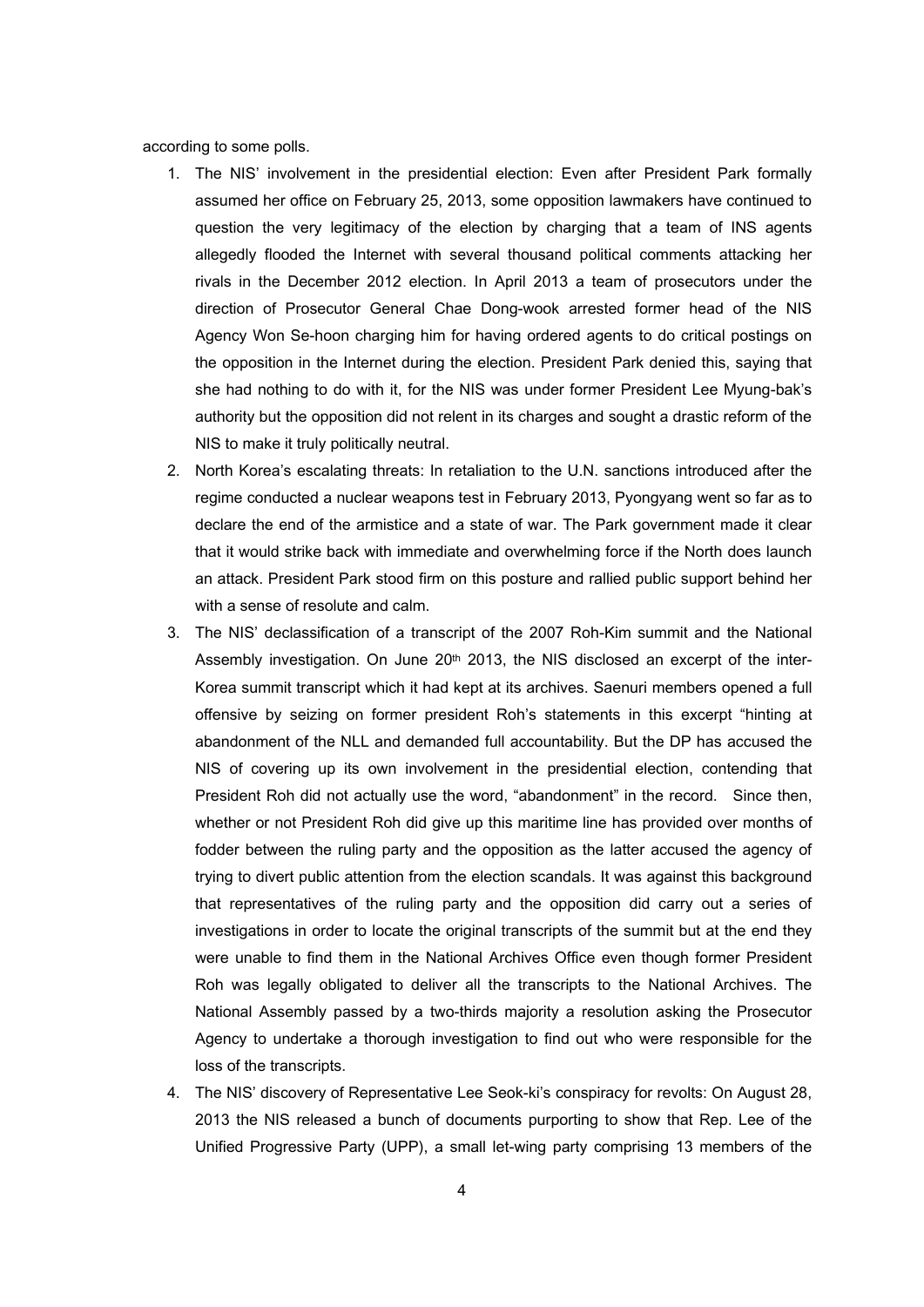according to some polls.

1. The NIS' involvement in the presidential election: Even after President Park formally assumed her office on February 25, 2013, some opposition lawmakers have continued to question the very legitimacy of the election by charging that a team of INS agents allegedly flooded the Internet with several thousand political comments attacking her rivals in the December 2012 election. In April 2013 a team of prosecutors under the direction of Prosecutor General Chae Dong-wook arrested former head of the NIS Agency Won Se-hoon charging him for having ordered agents to do critical postings on the opposition in the Internet during the election. President Park denied this, saying that she had nothing to do with it, for the NIS was under former President Lee Myung-bak's authority but the opposition did not relent in its charges and sought a drastic reform of the NIS to make it truly politically neutral.
2. North Korea's escalating threats: In retaliation to the U.N. sanctions introduced after the regime conducted a nuclear weapons test in February 2013, Pyongyang went so far as to declare the end of the armistice and a state of war. The Park government made it clear that it would strike back with immediate and overwhelming force if the North does launch an attack. President Park stood firm on this posture and rallied public support behind her with a sense of resolute and calm.
3. The NIS' declassification of a transcript of the 2007 Roh-Kim summit and the National Assembly investigation. On June 20th 2013, the NIS disclosed an excerpt of the inter-Korea summit transcript which it had kept at its archives. Saenuri members opened a full offensive by seizing on former president Roh's statements in this excerpt "hinting at abandonment of the NLL and demanded full accountability. But the DP has accused the NIS of covering up its own involvement in the presidential election, contending that President Roh did not actually use the word, "abandonment" in the record. Since then, whether or not President Roh did give up this maritime line has provided over months of fodder between the ruling party and the opposition as the latter accused the agency of trying to divert public attention from the election scandals. It was against this background that representatives of the ruling party and the opposition did carry out a series of investigations in order to locate the original transcripts of the summit but at the end they were unable to find them in the National Archives Office even though former President Roh was legally obligated to deliver all the transcripts to the National Archives. The National Assembly passed by a two-thirds majority a resolution asking the Prosecutor Agency to undertake a thorough investigation to find out who were responsible for the loss of the transcripts.
4. The NIS' discovery of Representative Lee Seok-ki's conspiracy for revolts: On August 28, 2013 the NIS released a bunch of documents purporting to show that Rep. Lee of the Unified Progressive Party (UPP), a small let-wing party comprising 13 members of the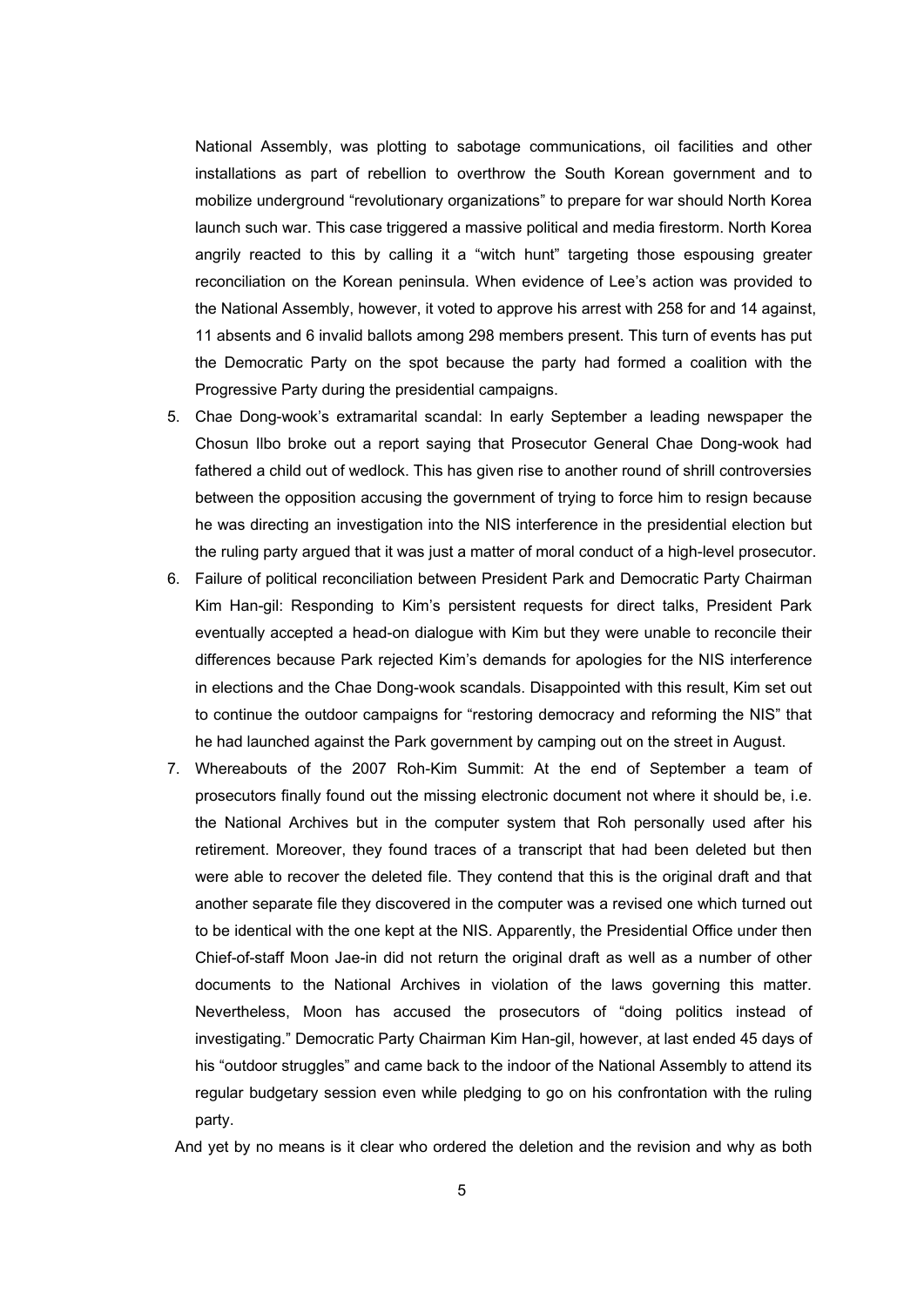National Assembly, was plotting to sabotage communications, oil facilities and other installations as part of rebellion to overthrow the South Korean government and to mobilize underground "revolutionary organizations" to prepare for war should North Korea launch such war. This case triggered a massive political and media firestorm. North Korea angrily reacted to this by calling it a "witch hunt" targeting those espousing greater reconciliation on the Korean peninsula. When evidence of Lee's action was provided to the National Assembly, however, it voted to approve his arrest with 258 for and 14 against, 11 absents and 6 invalid ballots among 298 members present. This turn of events has put the Democratic Party on the spot because the party had formed a coalition with the Progressive Party during the presidential campaigns.

5. Chae Dong-wook's extramarital scandal: In early September a leading newspaper the Chosun Ilbo broke out a report saying that Prosecutor General Chae Dong-wook had fathered a child out of wedlock. This has given rise to another round of shrill controversies between the opposition accusing the government of trying to force him to resign because he was directing an investigation into the NIS interference in the presidential election but the ruling party argued that it was just a matter of moral conduct of a high-level prosecutor.
6. Failure of political reconciliation between President Park and Democratic Party Chairman Kim Han-gil: Responding to Kim's persistent requests for direct talks, President Park eventually accepted a head-on dialogue with Kim but they were unable to reconcile their differences because Park rejected Kim's demands for apologies for the NIS interference in elections and the Chae Dong-wook scandals. Disappointed with this result, Kim set out to continue the outdoor campaigns for "restoring democracy and reforming the NIS" that he had launched against the Park government by camping out on the street in August.
7. Whereabouts of the 2007 Roh-Kim Summit: At the end of September a team of prosecutors finally found out the missing electronic document not where it should be, i.e. the National Archives but in the computer system that Roh personally used after his retirement. Moreover, they found traces of a transcript that had been deleted but then were able to recover the deleted file. They contend that this is the original draft and that another separate file they discovered in the computer was a revised one which turned out to be identical with the one kept at the NIS. Apparently, the Presidential Office under then Chief-of-staff Moon Jae-in did not return the original draft as well as a number of other documents to the National Archives in violation of the laws governing this matter. Nevertheless, Moon has accused the prosecutors of "doing politics instead of investigating." Democratic Party Chairman Kim Han-gil, however, at last ended 45 days of his "outdoor struggles" and came back to the indoor of the National Assembly to attend its regular budgetary session even while pledging to go on his confrontation with the ruling party.

And yet by no means is it clear who ordered the deletion and the revision and why as both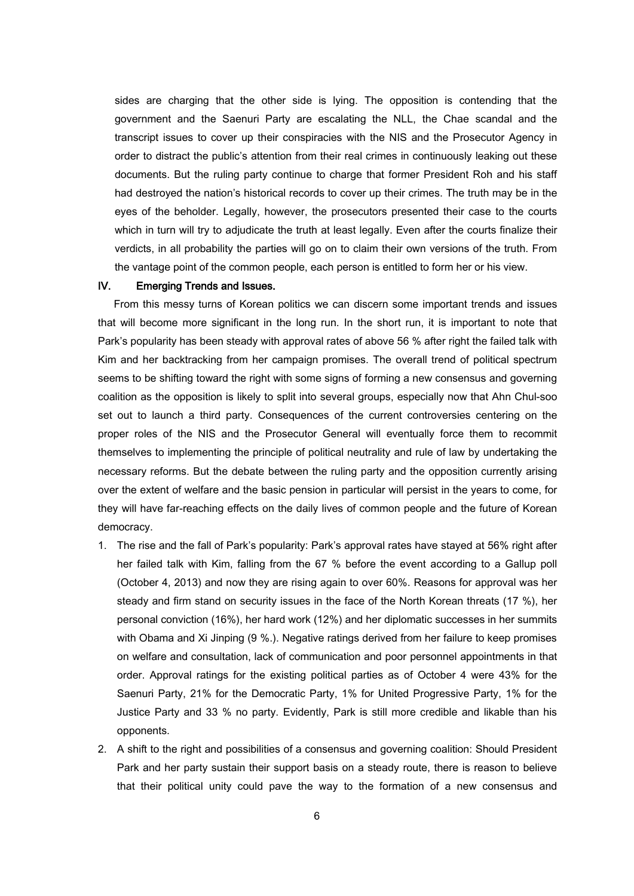sides are charging that the other side is lying. The opposition is contending that the government and the Saenuri Party are escalating the NLL, the Chae scandal and the transcript issues to cover up their conspiracies with the NIS and the Prosecutor Agency in order to distract the public's attention from their real crimes in continuously leaking out these documents. But the ruling party continue to charge that former President Roh and his staff had destroyed the nation's historical records to cover up their crimes. The truth may be in the eyes of the beholder. Legally, however, the prosecutors presented their case to the courts which in turn will try to adjudicate the truth at least legally. Even after the courts finalize their verdicts, in all probability the parties will go on to claim their own versions of the truth. From the vantage point of the common people, each person is entitled to form her or his view.

## IV. Emerging Trends and Issues.

From this messy turns of Korean politics we can discern some important trends and issues that will become more significant in the long run. In the short run, it is important to note that Park's popularity has been steady with approval rates of above 56 % after right the failed talk with Kim and her backtracking from her campaign promises. The overall trend of political spectrum seems to be shifting toward the right with some signs of forming a new consensus and governing coalition as the opposition is likely to split into several groups, especially now that Ahn Chul-soo set out to launch a third party. Consequences of the current controversies centering on the proper roles of the NIS and the Prosecutor General will eventually force them to recommit themselves to implementing the principle of political neutrality and rule of law by undertaking the necessary reforms. But the debate between the ruling party and the opposition currently arising over the extent of welfare and the basic pension in particular will persist in the years to come, for they will have far-reaching effects on the daily lives of common people and the future of Korean democracy.

1. The rise and the fall of Park's popularity: Park's approval rates have stayed at 56% right after her failed talk with Kim, falling from the 67 % before the event according to a Gallup poll (October 4, 2013) and now they are rising again to over 60%. Reasons for approval was her steady and firm stand on security issues in the face of the North Korean threats (17 %), her personal conviction (16%), her hard work (12%) and her diplomatic successes in her summits with Obama and Xi Jinping (9 %.). Negative ratings derived from her failure to keep promises on welfare and consultation, lack of communication and poor personnel appointments in that order. Approval ratings for the existing political parties as of October 4 were 43% for the Saenuri Party, 21% for the Democratic Party, 1% for United Progressive Party, 1% for the Justice Party and 33 % no party. Evidently, Park is still more credible and likable than his opponents.
2. A shift to the right and possibilities of a consensus and governing coalition: Should President Park and her party sustain their support basis on a steady route, there is reason to believe that their political unity could pave the way to the formation of a new consensus and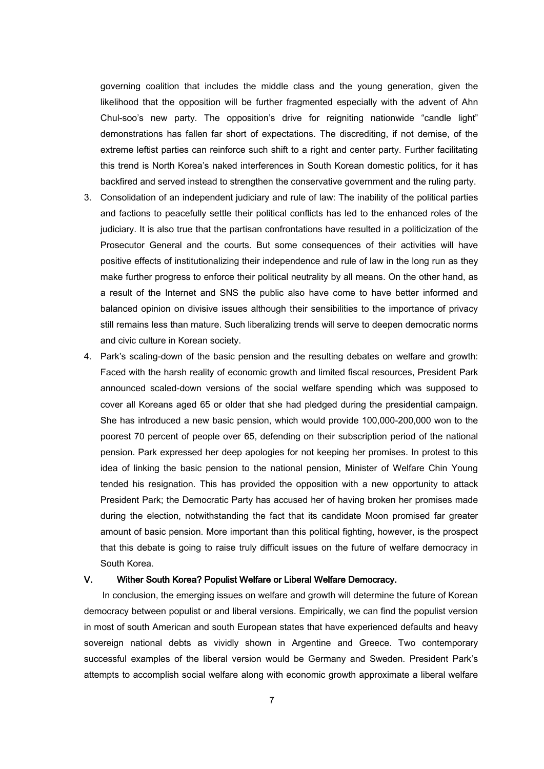governing coalition that includes the middle class and the young generation, given the likelihood that the opposition will be further fragmented especially with the advent of Ahn Chul-soo's new party. The opposition's drive for reigniting nationwide "candle light" demonstrations has fallen far short of expectations. The discrediting, if not demise, of the extreme leftist parties can reinforce such shift to a right and center party. Further facilitating this trend is North Korea's naked interferences in South Korean domestic politics, for it has backfired and served instead to strengthen the conservative government and the ruling party.

3. Consolidation of an independent judiciary and rule of law: The inability of the political parties and factions to peacefully settle their political conflicts has led to the enhanced roles of the judiciary. It is also true that the partisan confrontations have resulted in a politicization of the Prosecutor General and the courts. But some consequences of their activities will have positive effects of institutionalizing their independence and rule of law in the long run as they make further progress to enforce their political neutrality by all means. On the other hand, as a result of the Internet and SNS the public also have come to have better informed and balanced opinion on divisive issues although their sensibilities to the importance of privacy still remains less than mature. Such liberalizing trends will serve to deepen democratic norms and civic culture in Korean society.
4. Park's scaling-down of the basic pension and the resulting debates on welfare and growth: Faced with the harsh reality of economic growth and limited fiscal resources, President Park announced scaled-down versions of the social welfare spending which was supposed to cover all Koreans aged 65 or older that she had pledged during the presidential campaign. She has introduced a new basic pension, which would provide 100,000-200,000 won to the poorest 70 percent of people over 65, defending on their subscription period of the national pension. Park expressed her deep apologies for not keeping her promises. In protest to this idea of linking the basic pension to the national pension, Minister of Welfare Chin Young tended his resignation. This has provided the opposition with a new opportunity to attack President Park; the Democratic Party has accused her of having broken her promises made during the election, notwithstanding the fact that its candidate Moon promised far greater amount of basic pension. More important than this political fighting, however, is the prospect that this debate is going to raise truly difficult issues on the future of welfare democracy in South Korea.

## V. Wither South Korea? Populist Welfare or Liberal Welfare Democracy.

In conclusion, the emerging issues on welfare and growth will determine the future of Korean democracy between populist or and liberal versions. Empirically, we can find the populist version in most of south American and south European states that have experienced defaults and heavy sovereign national debts as vividly shown in Argentine and Greece. Two contemporary successful examples of the liberal version would be Germany and Sweden. President Park's attempts to accomplish social welfare along with economic growth approximate a liberal welfare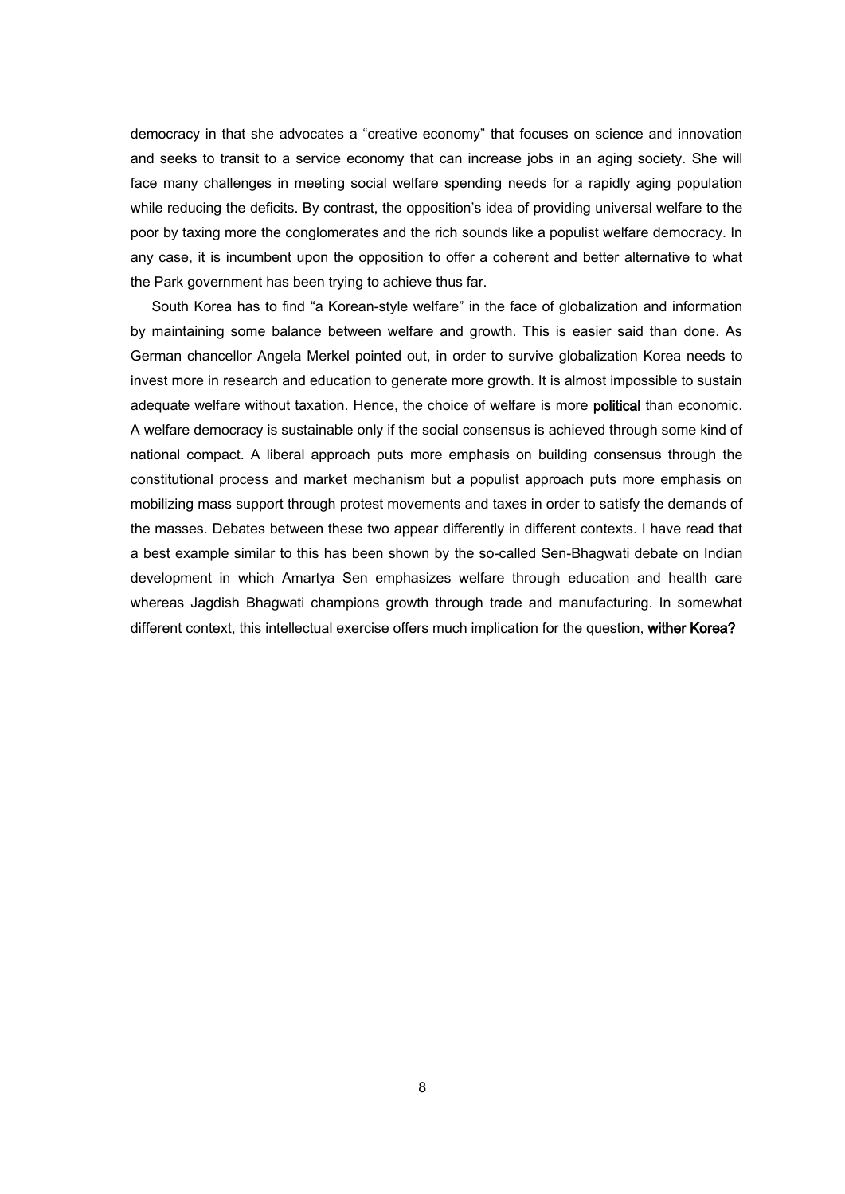democracy in that she advocates a "creative economy" that focuses on science and innovation and seeks to transit to a service economy that can increase jobs in an aging society. She will face many challenges in meeting social welfare spending needs for a rapidly aging population while reducing the deficits. By contrast, the opposition's idea of providing universal welfare to the poor by taxing more the conglomerates and the rich sounds like a populist welfare democracy. In any case, it is incumbent upon the opposition to offer a coherent and better alternative to what the Park government has been trying to achieve thus far.

South Korea has to find "a Korean-style welfare" in the face of globalization and information by maintaining some balance between welfare and growth. This is easier said than done. As German chancellor Angela Merkel pointed out, in order to survive globalization Korea needs to invest more in research and education to generate more growth. It is almost impossible to sustain adequate welfare without taxation. Hence, the choice of welfare is more **political** than economic. A welfare democracy is sustainable only if the social consensus is achieved through some kind of national compact. A liberal approach puts more emphasis on building consensus through the constitutional process and market mechanism but a populist approach puts more emphasis on mobilizing mass support through protest movements and taxes in order to satisfy the demands of the masses. Debates between these two appear differently in different contexts. I have read that a best example similar to this has been shown by the so-called Sen-Bhagwati debate on Indian development in which Amartya Sen emphasizes welfare through education and health care whereas Jagdish Bhagwati champions growth through trade and manufacturing. In somewhat different context, this intellectual exercise offers much implication for the question, **wither Korea?**